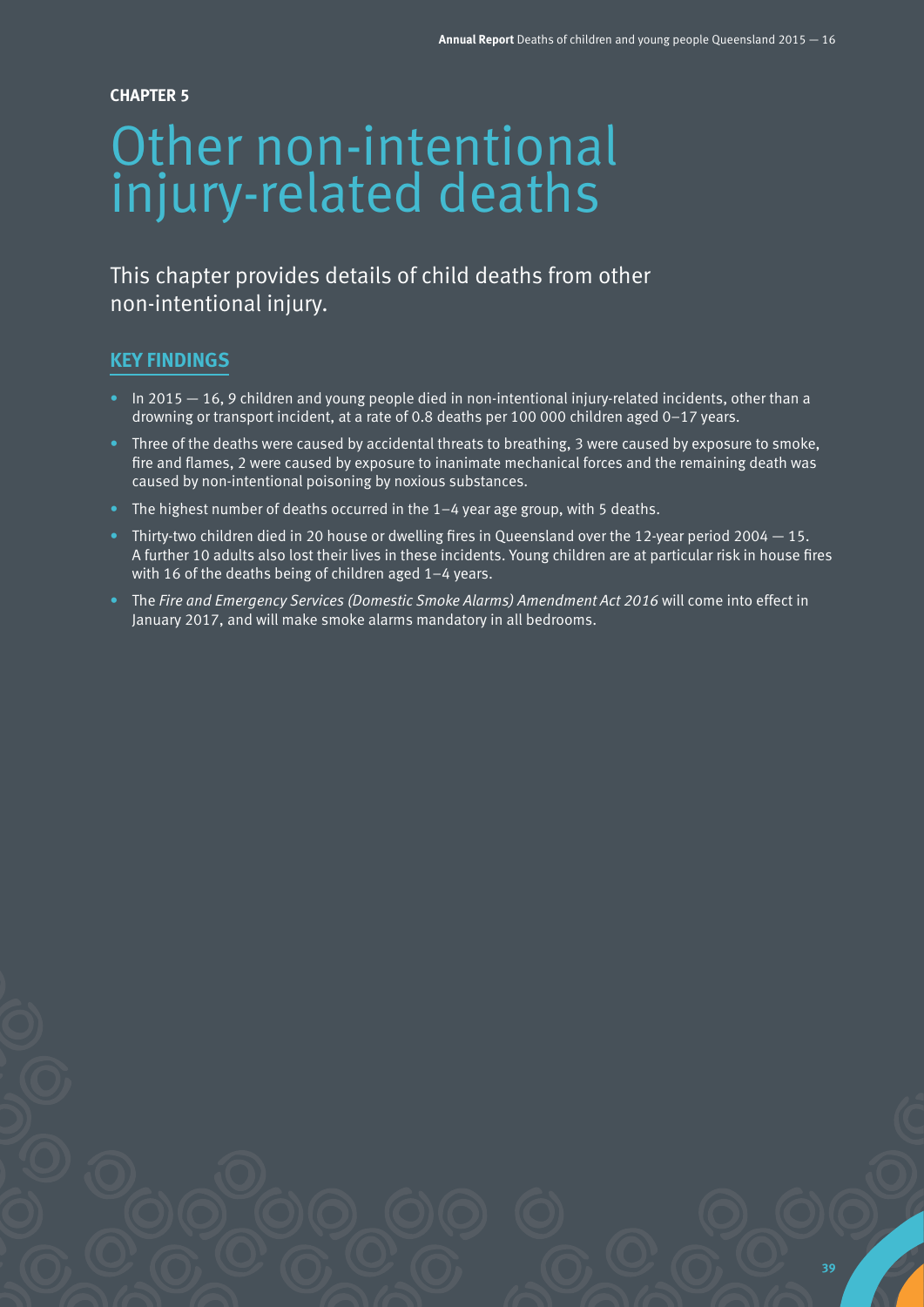**CHAPTER 5**

# Other non-intentional injury-related deaths

This chapter provides details of child deaths from other non-intentional injury.

## KEY FINDINGS

- In 2015 — 16, 9 children and young people died in non-intentional injury-related incidents, other than a drowning or transport incident, at a rate of 0.8 deaths per 100 000 children aged 0–17 years.
- Three of the deaths were caused by accidental threats to breathing, 3 were caused by exposure to smoke, fire and flames, 2 were caused by exposure to inanimate mechanical forces and the remaining death was caused by non-intentional poisoning by noxious substances.
- The highest number of deaths occurred in the 1–4 year age group, with 5 deaths.
- Thirty-two children died in 20 house or dwelling fires in Queensland over the 12-year period 2004 — 15. A further 10 adults also lost their lives in these incidents. Young children are at particular risk in house fires with 16 of the deaths being of children aged 1–4 years.
- The *Fire and Emergency Services (Domestic Smoke Alarms) Amendment Act 2016* will come into effect in January 2017, and will make smoke alarms mandatory in all bedrooms.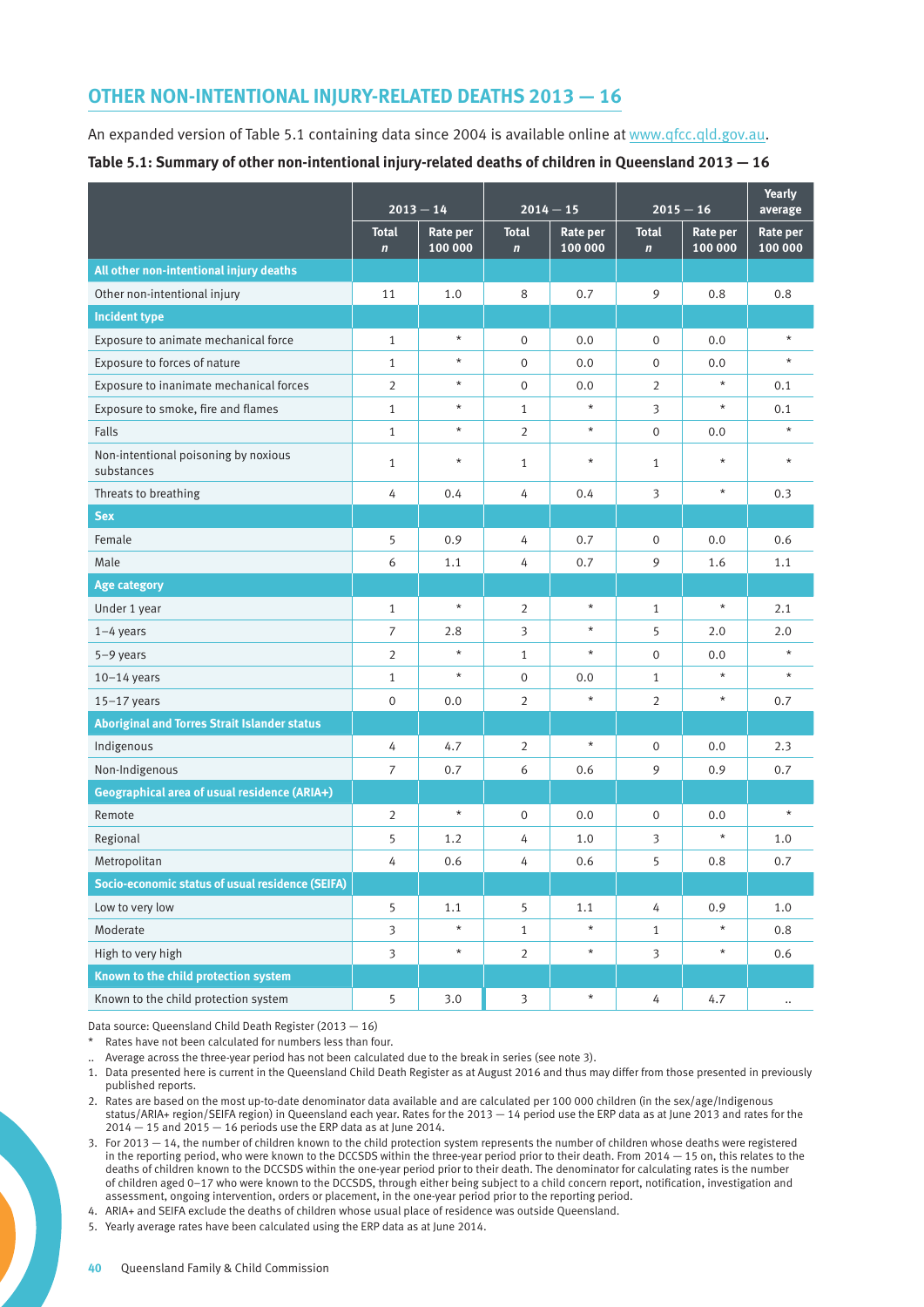## OTHER NON-INTENTIONAL INJURY-RELATED DEATHS 2013 — 16

An expanded version of Table 5.1 containing data since 2004 is available online at www.qfcc.qld.gov.au.

**Table 5.1: Summary of other non-intentional injury-related deaths of children in Queensland 2013 — 16**

| | 2013 — 14 | | 2014 — 15 | | 2015 — 16 | | Yearly average |
|---|---|---|---|---|---|---|---|
| | Total *n* | Rate per 100 000 | Total *n* | Rate per 100 000 | Total *n* | Rate per 100 000 | Rate per 100 000 |
| **All other non-intentional injury deaths** | | | | | | | |
| Other non-intentional injury | 11 | 1.0 | 8 | 0.7 | 9 | 0.8 | 0.8 |
| **Incident type** | | | | | | | |
| Exposure to animate mechanical force | 1 | * | 0 | 0.0 | 0 | 0.0 | * |
| Exposure to forces of nature | 1 | * | 0 | 0.0 | 0 | 0.0 | * |
| Exposure to inanimate mechanical forces | 2 | * | 0 | 0.0 | 2 | * | 0.1 |
| Exposure to smoke, fire and flames | 1 | * | 1 | * | 3 | * | 0.1 |
| Falls | 1 | * | 2 | * | 0 | 0.0 | * |
| Non-intentional poisoning by noxious substances | 1 | * | 1 | * | 1 | * | * |
| Threats to breathing | 4 | 0.4 | 4 | 0.4 | 3 | * | 0.3 |
| **Sex** | | | | | | | |
| Female | 5 | 0.9 | 4 | 0.7 | 0 | 0.0 | 0.6 |
| Male | 6 | 1.1 | 4 | 0.7 | 9 | 1.6 | 1.1 |
| **Age category** | | | | | | | |
| Under 1 year | 1 | * | 2 | * | 1 | * | 2.1 |
| 1–4 years | 7 | 2.8 | 3 | * | 5 | 2.0 | 2.0 |
| 5–9 years | 2 | * | 1 | * | 0 | 0.0 | * |
| 10–14 years | 1 | * | 0 | 0.0 | 1 | * | * |
| 15–17 years | 0 | 0.0 | 2 | * | 2 | * | 0.7 |
| **Aboriginal and Torres Strait Islander status** | | | | | | | |
| Indigenous | 4 | 4.7 | 2 | * | 0 | 0.0 | 2.3 |
| Non-Indigenous | 7 | 0.7 | 6 | 0.6 | 9 | 0.9 | 0.7 |
| **Geographical area of usual residence (ARIA+)** | | | | | | | |
| Remote | 2 | * | 0 | 0.0 | 0 | 0.0 | * |
| Regional | 5 | 1.2 | 4 | 1.0 | 3 | * | 1.0 |
| Metropolitan | 4 | 0.6 | 4 | 0.6 | 5 | 0.8 | 0.7 |
| **Socio-economic status of usual residence (SEIFA)** | | | | | | | |
| Low to very low | 5 | 1.1 | 5 | 1.1 | 4 | 0.9 | 1.0 |
| Moderate | 3 | * | 1 | * | 1 | * | 0.8 |
| High to very high | 3 | * | 2 | * | 3 | * | 0.6 |
| **Known to the child protection system** | | | | | | | |
| Known to the child protection system | 5 | 3.0 | 3 | * | 4 | 4.7 | .. |

Data source: Queensland Child Death Register (2013 — 16)

\* Rates have not been calculated for numbers less than four.

.. Average across the three-year period has not been calculated due to the break in series (see note 3).

1. Data presented here is current in the Queensland Child Death Register as at August 2016 and thus may differ from those presented in previously published reports.
2. Rates are based on the most up-to-date denominator data available and are calculated per 100 000 children (in the sex/age/Indigenous status/ARIA+ region/SEIFA region) in Queensland each year. Rates for the 2013 — 14 period use the ERP data as at June 2013 and rates for the 2014 — 15 and 2015 — 16 periods use the ERP data as at June 2014.
3. For 2013 — 14, the number of children known to the child protection system represents the number of children whose deaths were registered in the reporting period, who were known to the DCCSDS within the three-year period prior to their death. From 2014 — 15 on, this relates to the deaths of children known to the DCCSDS within the one-year period prior to their death. The denominator for calculating rates is the number of children aged 0–17 who were known to the DCCSDS, through either being subject to a child concern report, notification, investigation and assessment, ongoing intervention, orders or placement, in the one-year period prior to the reporting period.
4. ARIA+ and SEIFA exclude the deaths of children whose usual place of residence was outside Queensland.
5. Yearly average rates have been calculated using the ERP data as at June 2014.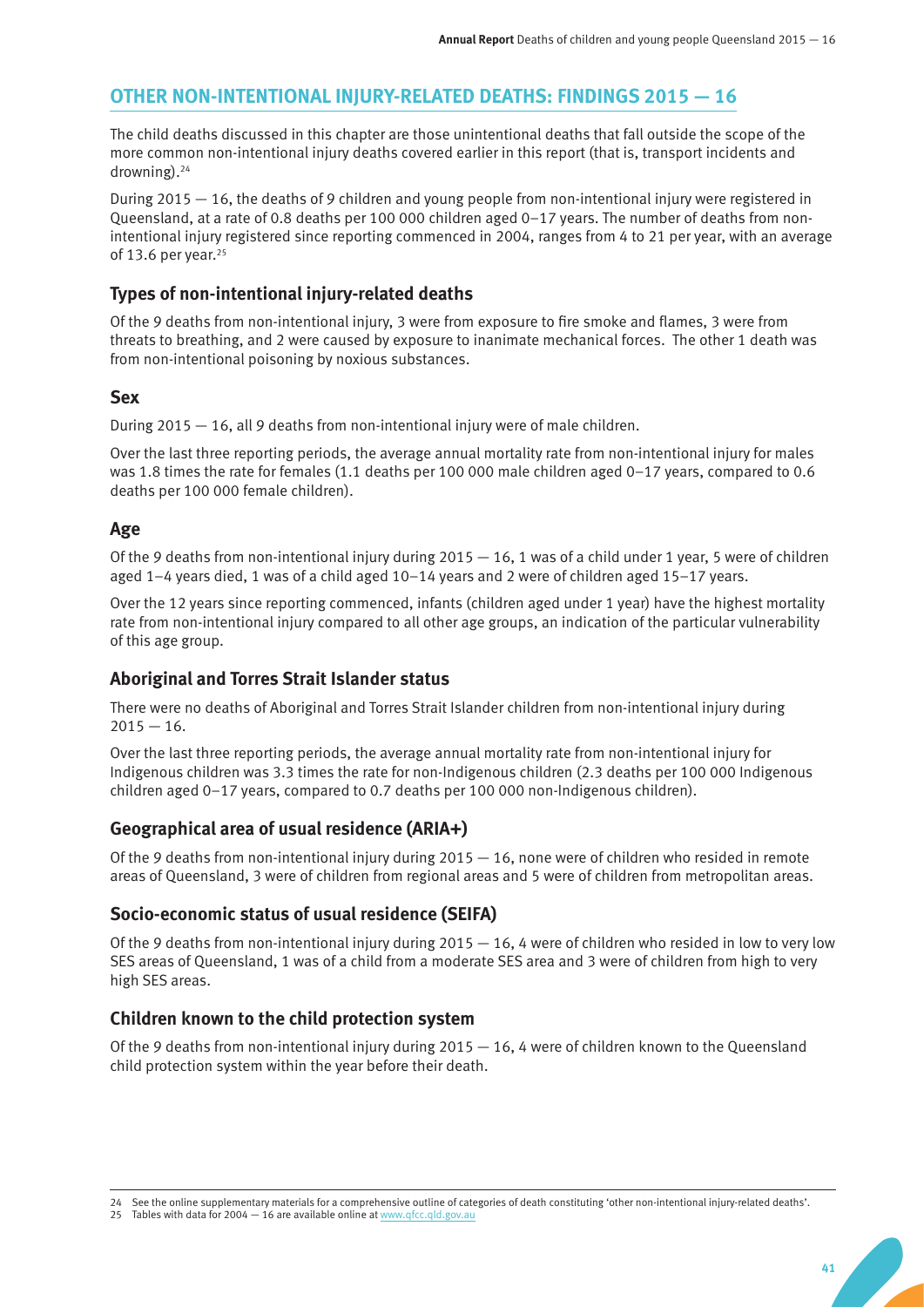## OTHER NON-INTENTIONAL INJURY-RELATED DEATHS: FINDINGS 2015 — 16

The child deaths discussed in this chapter are those unintentional deaths that fall outside the scope of the more common non-intentional injury deaths covered earlier in this report (that is, transport incidents and drowning).[24]

During 2015 — 16, the deaths of 9 children and young people from non-intentional injury were registered in Queensland, at a rate of 0.8 deaths per 100 000 children aged 0–17 years. The number of deaths from non-intentional injury registered since reporting commenced in 2004, ranges from 4 to 21 per year, with an average of 13.6 per year.[25]

### Types of non-intentional injury-related deaths

Of the 9 deaths from non-intentional injury, 3 were from exposure to fire smoke and flames, 3 were from threats to breathing, and 2 were caused by exposure to inanimate mechanical forces. The other 1 death was from non-intentional poisoning by noxious substances.

### Sex

During 2015 — 16, all 9 deaths from non-intentional injury were of male children.

Over the last three reporting periods, the average annual mortality rate from non-intentional injury for males was 1.8 times the rate for females (1.1 deaths per 100 000 male children aged 0–17 years, compared to 0.6 deaths per 100 000 female children).

### Age

Of the 9 deaths from non-intentional injury during 2015 — 16, 1 was of a child under 1 year, 5 were of children aged 1–4 years died, 1 was of a child aged 10–14 years and 2 were of children aged 15–17 years.

Over the 12 years since reporting commenced, infants (children aged under 1 year) have the highest mortality rate from non-intentional injury compared to all other age groups, an indication of the particular vulnerability of this age group.

### Aboriginal and Torres Strait Islander status

There were no deaths of Aboriginal and Torres Strait Islander children from non-intentional injury during 2015 — 16.

Over the last three reporting periods, the average annual mortality rate from non-intentional injury for Indigenous children was 3.3 times the rate for non-Indigenous children (2.3 deaths per 100 000 Indigenous children aged 0–17 years, compared to 0.7 deaths per 100 000 non-Indigenous children).

### Geographical area of usual residence (ARIA+)

Of the 9 deaths from non-intentional injury during 2015 — 16, none were of children who resided in remote areas of Queensland, 3 were of children from regional areas and 5 were of children from metropolitan areas.

### Socio-economic status of usual residence (SEIFA)

Of the 9 deaths from non-intentional injury during 2015 — 16, 4 were of children who resided in low to very low SES areas of Queensland, 1 was of a child from a moderate SES area and 3 were of children from high to very high SES areas.

### Children known to the child protection system

Of the 9 deaths from non-intentional injury during 2015 — 16, 4 were of children known to the Queensland child protection system within the year before their death.

---

24 See the online supplementary materials for a comprehensive outline of categories of death constituting 'other non-intentional injury-related deaths'.

25 Tables with data for 2004 — 16 are available online at www.qfcc.qld.gov.au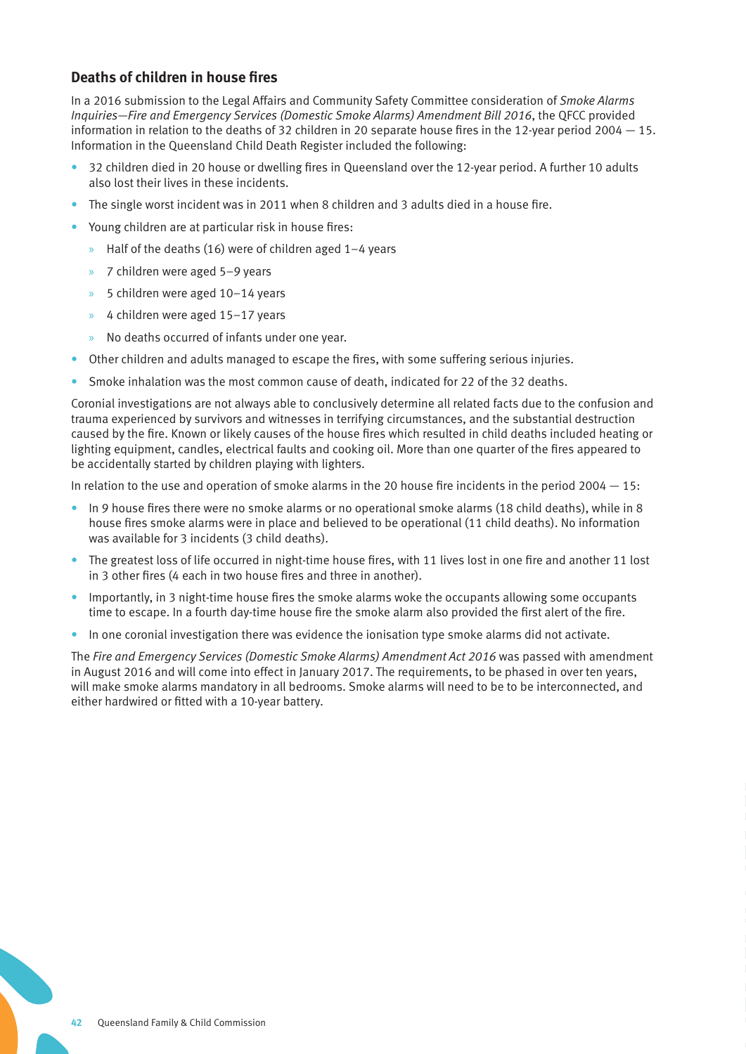### Deaths of children in house fires

In a 2016 submission to the Legal Affairs and Community Safety Committee consideration of *Smoke Alarms Inquiries—Fire and Emergency Services (Domestic Smoke Alarms) Amendment Bill 2016*, the QFCC provided information in relation to the deaths of 32 children in 20 separate house fires in the 12-year period 2004 — 15. Information in the Queensland Child Death Register included the following:

- 32 children died in 20 house or dwelling fires in Queensland over the 12-year period. A further 10 adults also lost their lives in these incidents.
- The single worst incident was in 2011 when 8 children and 3 adults died in a house fire.
- Young children are at particular risk in house fires:
  - Half of the deaths (16) were of children aged 1–4 years
  - 7 children were aged 5–9 years
  - 5 children were aged 10–14 years
  - 4 children were aged 15–17 years
  - No deaths occurred of infants under one year.
- Other children and adults managed to escape the fires, with some suffering serious injuries.
- Smoke inhalation was the most common cause of death, indicated for 22 of the 32 deaths.

Coronial investigations are not always able to conclusively determine all related facts due to the confusion and trauma experienced by survivors and witnesses in terrifying circumstances, and the substantial destruction caused by the fire. Known or likely causes of the house fires which resulted in child deaths included heating or lighting equipment, candles, electrical faults and cooking oil. More than one quarter of the fires appeared to be accidentally started by children playing with lighters.

In relation to the use and operation of smoke alarms in the 20 house fire incidents in the period 2004 — 15:

- In 9 house fires there were no smoke alarms or no operational smoke alarms (18 child deaths), while in 8 house fires smoke alarms were in place and believed to be operational (11 child deaths). No information was available for 3 incidents (3 child deaths).
- The greatest loss of life occurred in night-time house fires, with 11 lives lost in one fire and another 11 lost in 3 other fires (4 each in two house fires and three in another).
- Importantly, in 3 night-time house fires the smoke alarms woke the occupants allowing some occupants time to escape. In a fourth day-time house fire the smoke alarm also provided the first alert of the fire.
- In one coronial investigation there was evidence the ionisation type smoke alarms did not activate.

The *Fire and Emergency Services (Domestic Smoke Alarms) Amendment Act 2016* was passed with amendment in August 2016 and will come into effect in January 2017. The requirements, to be phased in over ten years, will make smoke alarms mandatory in all bedrooms. Smoke alarms will need to be to be interconnected, and either hardwired or fitted with a 10-year battery.